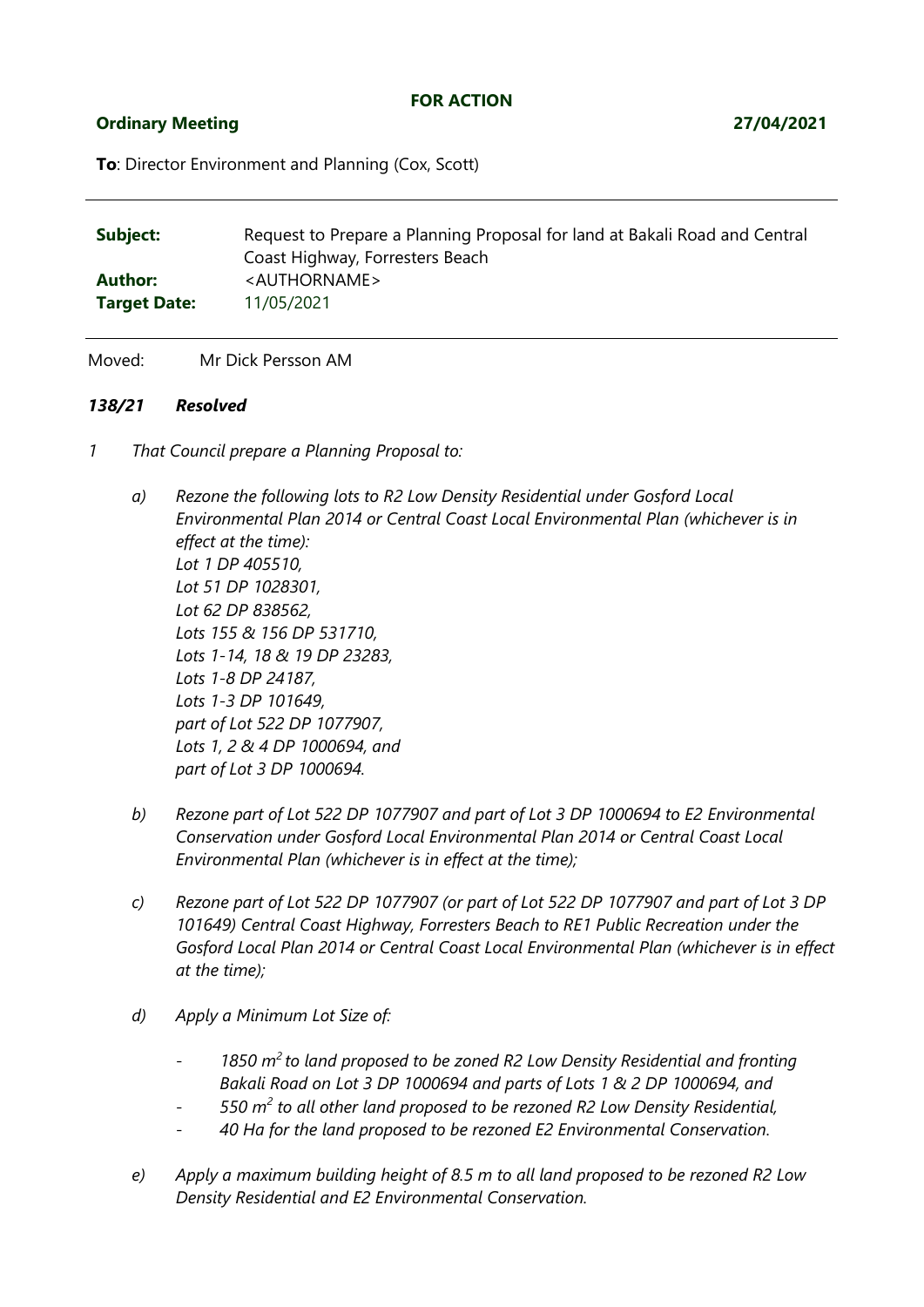**FOR ACTION**

**Ordinary Meeting** **27/04/2021**

**To**: Director Environment and Planning (Cox, Scott)

---

| | |
|---|---|
| **Subject:** | Request to Prepare a Planning Proposal for land at Bakali Road and Central Coast Highway, Forresters Beach |
| **Author:** | <AUTHORNAME> |
| **Target Date:** | 11/05/2021 |

---

Moved: Mr Dick Persson AM

***138/21 Resolved***

*1 That Council prepare a Planning Proposal to:*

*a) Rezone the following lots to R2 Low Density Residential under Gosford Local Environmental Plan 2014 or Central Coast Local Environmental Plan (whichever is in effect at the time):*
*Lot 1 DP 405510,*
*Lot 51 DP 1028301,*
*Lot 62 DP 838562,*
*Lots 155 & 156 DP 531710,*
*Lots 1-14, 18 & 19 DP 23283,*
*Lots 1-8 DP 24187,*
*Lots 1-3 DP 101649,*
*part of Lot 522 DP 1077907,*
*Lots 1, 2 & 4 DP 1000694, and*
*part of Lot 3 DP 1000694.*

*b) Rezone part of Lot 522 DP 1077907 and part of Lot 3 DP 1000694 to E2 Environmental Conservation under Gosford Local Environmental Plan 2014 or Central Coast Local Environmental Plan (whichever is in effect at the time);*

*c) Rezone part of Lot 522 DP 1077907 (or part of Lot 522 DP 1077907 and part of Lot 3 DP 101649) Central Coast Highway, Forresters Beach to RE1 Public Recreation under the Gosford Local Plan 2014 or Central Coast Local Environmental Plan (whichever is in effect at the time);*

*d) Apply a Minimum Lot Size of:*

- *1850 $m^2$ to land proposed to be zoned R2 Low Density Residential and fronting Bakali Road on Lot 3 DP 1000694 and parts of Lots 1 & 2 DP 1000694, and*
- *550 $m^2$ to all other land proposed to be rezoned R2 Low Density Residential,*
- *40 Ha for the land proposed to be rezoned E2 Environmental Conservation.*

*e) Apply a maximum building height of 8.5 m to all land proposed to be rezoned R2 Low Density Residential and E2 Environmental Conservation.*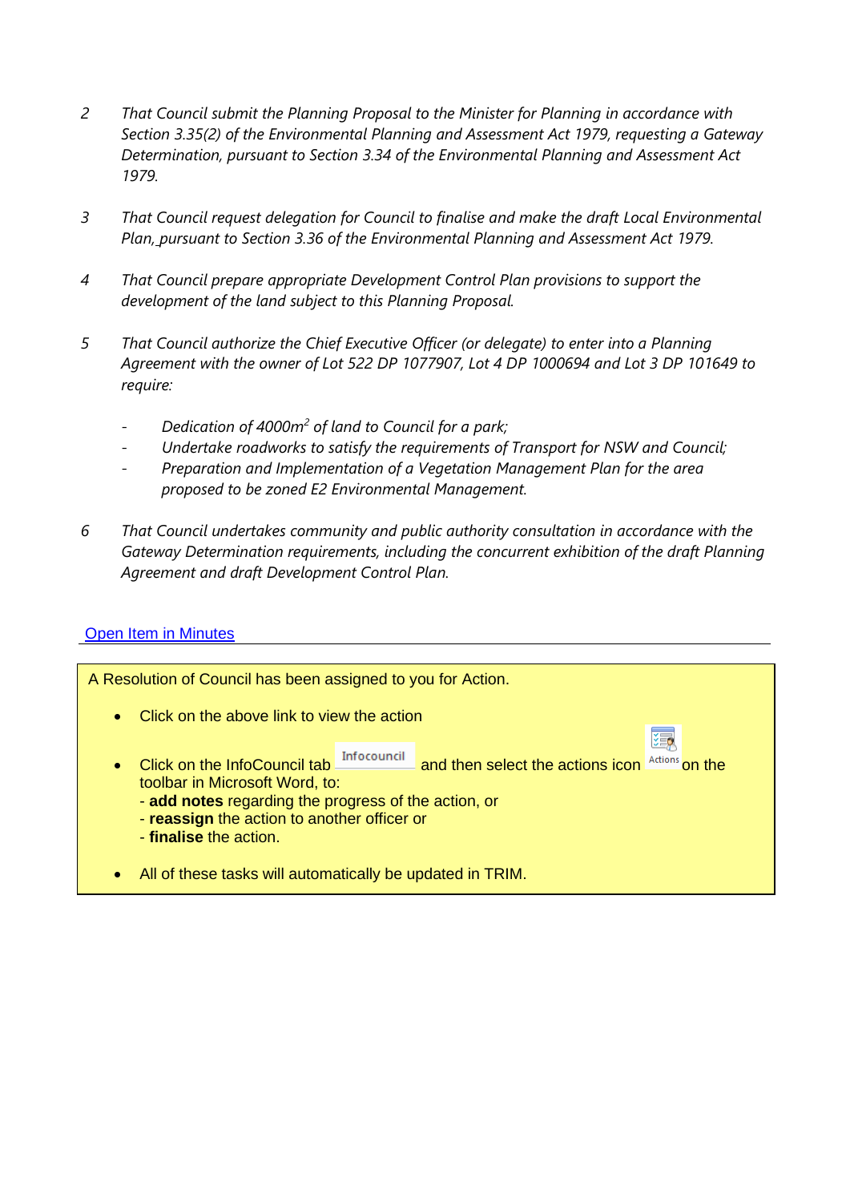2 *That Council submit the Planning Proposal to the Minister for Planning in accordance with Section 3.35(2) of the Environmental Planning and Assessment Act 1979, requesting a Gateway Determination, pursuant to Section 3.34 of the Environmental Planning and Assessment Act 1979.*

3 *That Council request delegation for Council to finalise and make the draft Local Environmental Plan, pursuant to Section 3.36 of the Environmental Planning and Assessment Act 1979.*

4 *That Council prepare appropriate Development Control Plan provisions to support the development of the land subject to this Planning Proposal.*

5 *That Council authorize the Chief Executive Officer (or delegate) to enter into a Planning Agreement with the owner of Lot 522 DP 1077907, Lot 4 DP 1000694 and Lot 3 DP 101649 to require:*

- *Dedication of 4000m$^2$ of land to Council for a park;*
- *Undertake roadworks to satisfy the requirements of Transport for NSW and Council;*
- *Preparation and Implementation of a Vegetation Management Plan for the area proposed to be zoned E2 Environmental Management.*

6 *That Council undertakes community and public authority consultation in accordance with the Gateway Determination requirements, including the concurrent exhibition of the draft Planning Agreement and draft Development Control Plan.*

Open Item in Minutes

---

A Resolution of Council has been assigned to you for Action.

- Click on the above link to view the action
- Click on the InfoCouncil tab Infocouncil and then select the actions icon Actions on the toolbar in Microsoft Word, to:
  - **add notes** regarding the progress of the action, or
  - **reassign** the action to another officer or
  - **finalise** the action.
- All of these tasks will automatically be updated in TRIM.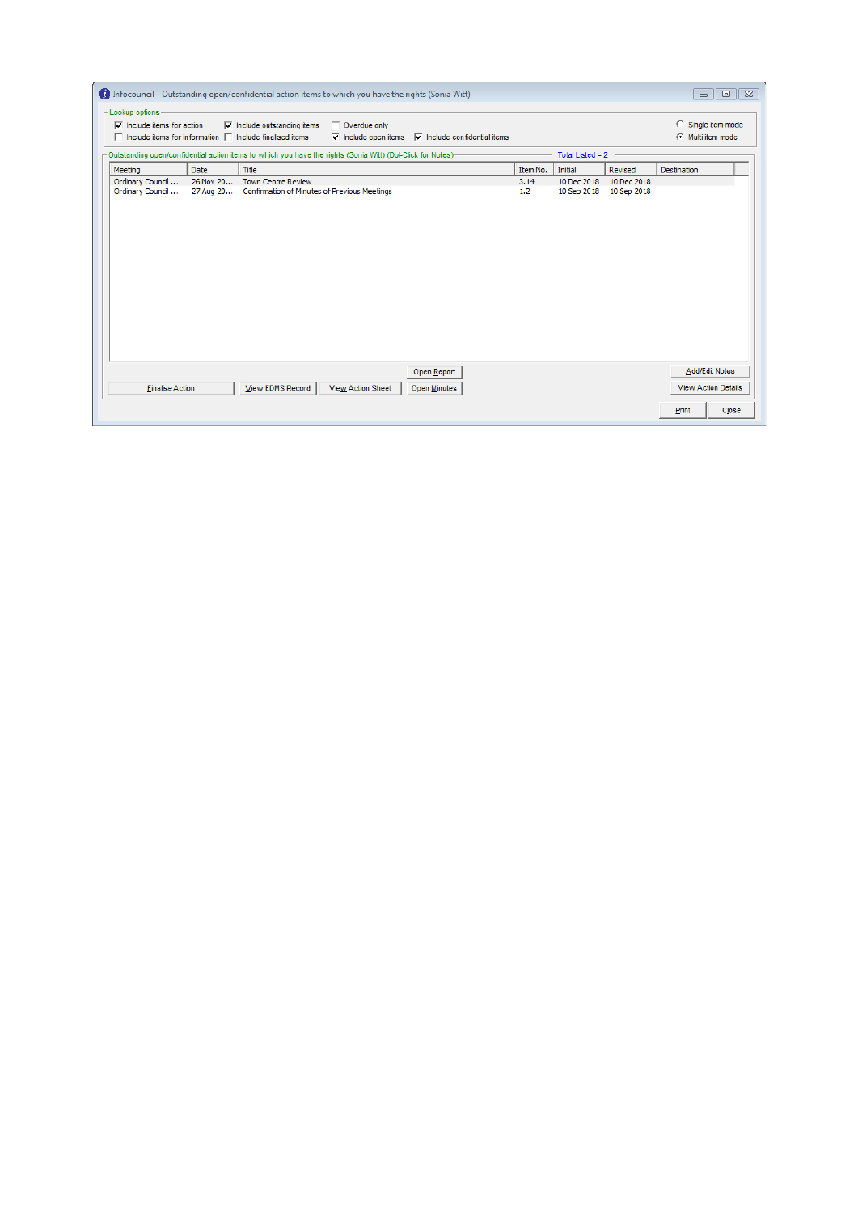Infocouncil - Outstanding open/confidential action items to which you have the rights (Sonia Witt)

Lookup options

- [x] Include items for action
- [ ] Include items for information
- [x] Include outstanding items
- [ ] Include finalised items
- [ ] Overdue only
- [x] Include open items
- [x] Include confidential items

( ) Single item mode
(•) Multi item mode

Outstanding open/confidential action items to which you have the rights (Sonia Witt) (Dbl-Click for Notes) — Total Listed = 2

| Meeting | Date | Title | Item No. | Initial | Revised | Destination |
|---|---|---|---|---|---|---|
| Ordinary Council ... | 26 Nov 20... | Town Centre Review | 3.14 | 10 Dec 2018 | 10 Dec 2018 | |
| Ordinary Council ... | 27 Aug 20... | Confirmation of Minutes of Previous Meetings | 1.2 | 10 Sep 2018 | 10 Sep 2018 | |

Open Report | Add/Edit Notes

Finalise Action | View EDMS Record | View Action Sheet | Open Minutes | View Action Details

Print | Close